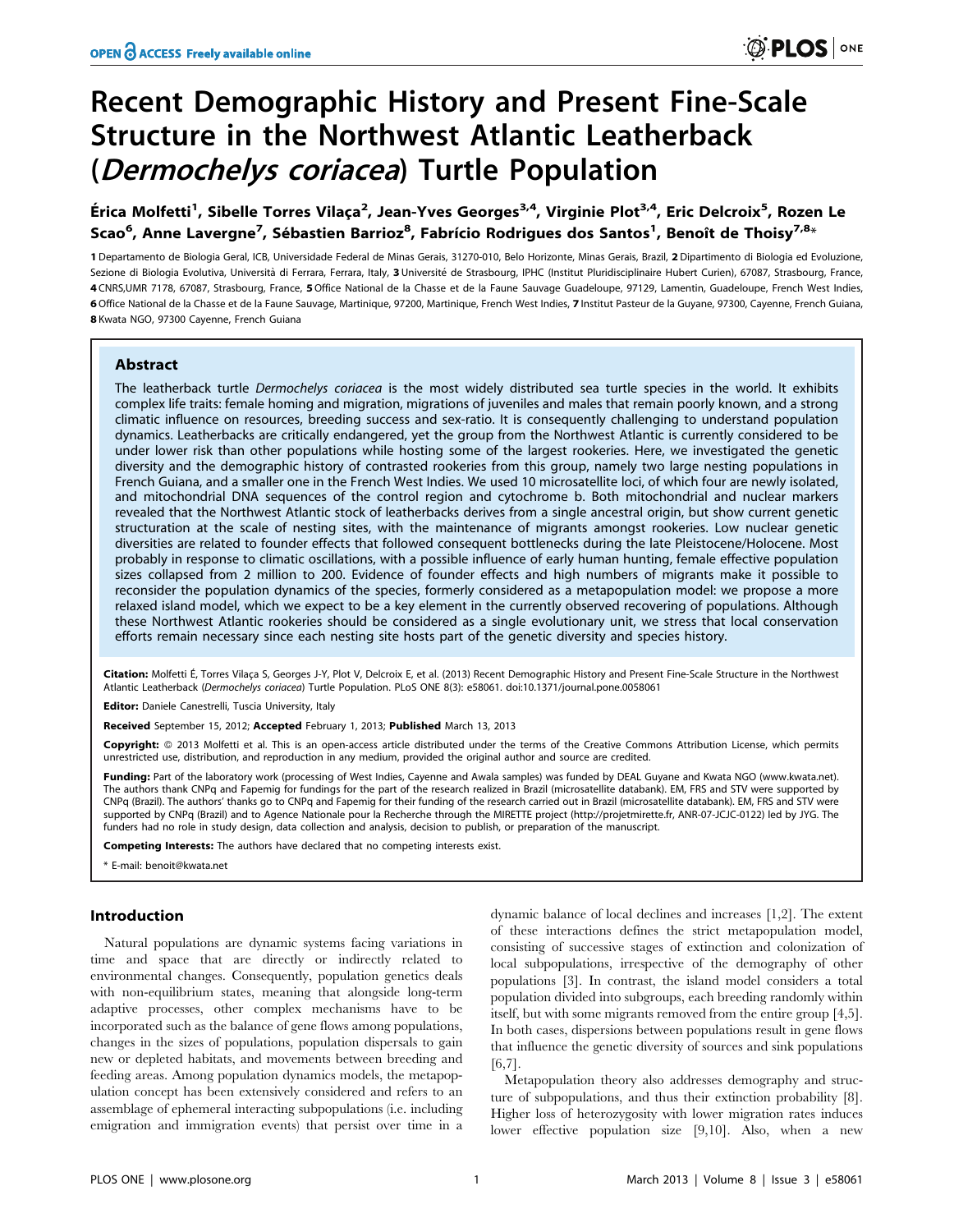# Recent Demographic History and Present Fine-Scale Structure in the Northwest Atlantic Leatherback (*Dermochelys coriacea*) Turtle Population

**Érica Molfetti[1], Sibelle Torres Vilaça[2], Jean-Yves Georges[3,4], Virginie Plot[3,4], Eric Delcroix[5], Rozen Le Scao[6], Anne Lavergne[7], Sébastien Barrioz[8], Fabrício Rodrigues dos Santos[1], Benoît de Thoisy[7,8]***

1 Departamento de Biologia Geral, ICB, Universidade Federal de Minas Gerais, 31270-010, Belo Horizonte, Minas Gerais, Brazil, 2 Dipartimento di Biologia ed Evoluzione, Sezione di Biologia Evolutiva, Università di Ferrara, Ferrara, Italy, 3 Université de Strasbourg, IPHC (Institut Pluridisciplinaire Hubert Curien), 67087, Strasbourg, France, 4 CNRS,UMR 7178, 67087, Strasbourg, France, 5 Office National de la Chasse et de la Faune Sauvage Guadeloupe, 97129, Lamentin, Guadeloupe, French West Indies, 6 Office National de la Chasse et de la Faune Sauvage, Martinique, 97200, Martinique, French West Indies, 7 Institut Pasteur de la Guyane, 97300, Cayenne, French Guiana, 8 Kwata NGO, 97300 Cayenne, French Guiana

## Abstract

The leatherback turtle *Dermochelys coriacea* is the most widely distributed sea turtle species in the world. It exhibits complex life traits: female homing and migration, migrations of juveniles and males that remain poorly known, and a strong climatic influence on resources, breeding success and sex-ratio. It is consequently challenging to understand population dynamics. Leatherbacks are critically endangered, yet the group from the Northwest Atlantic is currently considered to be under lower risk than other populations while hosting some of the largest rookeries. Here, we investigated the genetic diversity and the demographic history of contrasted rookeries from this group, namely two large nesting populations in French Guiana, and a smaller one in the French West Indies. We used 10 microsatellite loci, of which four are newly isolated, and mitochondrial DNA sequences of the control region and cytochrome b. Both mitochondrial and nuclear markers revealed that the Northwest Atlantic stock of leatherbacks derives from a single ancestral origin, but show current genetic structuration at the scale of nesting sites, with the maintenance of migrants amongst rookeries. Low nuclear genetic diversities are related to founder effects that followed consequent bottlenecks during the late Pleistocene/Holocene. Most probably in response to climatic oscillations, with a possible influence of early human hunting, female effective population sizes collapsed from 2 million to 200. Evidence of founder effects and high numbers of migrants make it possible to reconsider the population dynamics of the species, formerly considered as a metapopulation model: we propose a more relaxed island model, which we expect to be a key element in the currently observed recovering of populations. Although these Northwest Atlantic rookeries should be considered as a single evolutionary unit, we stress that local conservation efforts remain necessary since each nesting site hosts part of the genetic diversity and species history.

**Citation:** Molfetti É, Torres Vilaça S, Georges J-Y, Plot V, Delcroix E, et al. (2013) Recent Demographic History and Present Fine-Scale Structure in the Northwest Atlantic Leatherback (*Dermochelys coriacea*) Turtle Population. PLoS ONE 8(3): e58061. doi:10.1371/journal.pone.0058061

**Editor:** Daniele Canestrelli, Tuscia University, Italy

**Received** September 15, 2012; **Accepted** February 1, 2013; **Published** March 13, 2013

**Copyright:** © 2013 Molfetti et al. This is an open-access article distributed under the terms of the Creative Commons Attribution License, which permits unrestricted use, distribution, and reproduction in any medium, provided the original author and source are credited.

**Funding:** Part of the laboratory work (processing of West Indies, Cayenne and Awala samples) was funded by DEAL Guyane and Kwata NGO (www.kwata.net). The authors thank CNPq and Fapemig for fundings for the part of the research realized in Brazil (microsatellite databank). EM, FRS and STV were supported by CNPq (Brazil). The authors' thanks go to CNPq and Fapemig for their funding of the research carried out in Brazil (microsatellite databank). EM, FRS and STV were supported by CNPq (Brazil) and to Agence Nationale pour la Recherche through the MIRETTE project (http://projetmirette.fr, ANR-07-JCJC-0122) led by JYG. The funders had no role in study design, data collection and analysis, decision to publish, or preparation of the manuscript.

**Competing Interests:** The authors have declared that no competing interests exist.

\* E-mail: benoit@kwata.net

## Introduction

Natural populations are dynamic systems facing variations in time and space that are directly or indirectly related to environmental changes. Consequently, population genetics deals with non-equilibrium states, meaning that alongside long-term adaptive processes, other complex mechanisms have to be incorporated such as the balance of gene flows among populations, changes in the sizes of populations, population dispersals to gain new or depleted habitats, and movements between breeding and feeding areas. Among population dynamics models, the metapopulation concept has been extensively considered and refers to an assemblage of ephemeral interacting subpopulations (i.e. including emigration and immigration events) that persist over time in a dynamic balance of local declines and increases [1,2]. The extent of these interactions defines the strict metapopulation model, consisting of successive stages of extinction and colonization of local subpopulations, irrespective of the demography of other populations [3]. In contrast, the island model considers a total population divided into subgroups, each breeding randomly within itself, but with some migrants removed from the entire group [4,5]. In both cases, dispersions between populations result in gene flows that influence the genetic diversity of sources and sink populations [6,7].

Metapopulation theory also addresses demography and structure of subpopulations, and thus their extinction probability [8]. Higher loss of heterozygosity with lower migration rates induces lower effective population size [9,10]. Also, when a new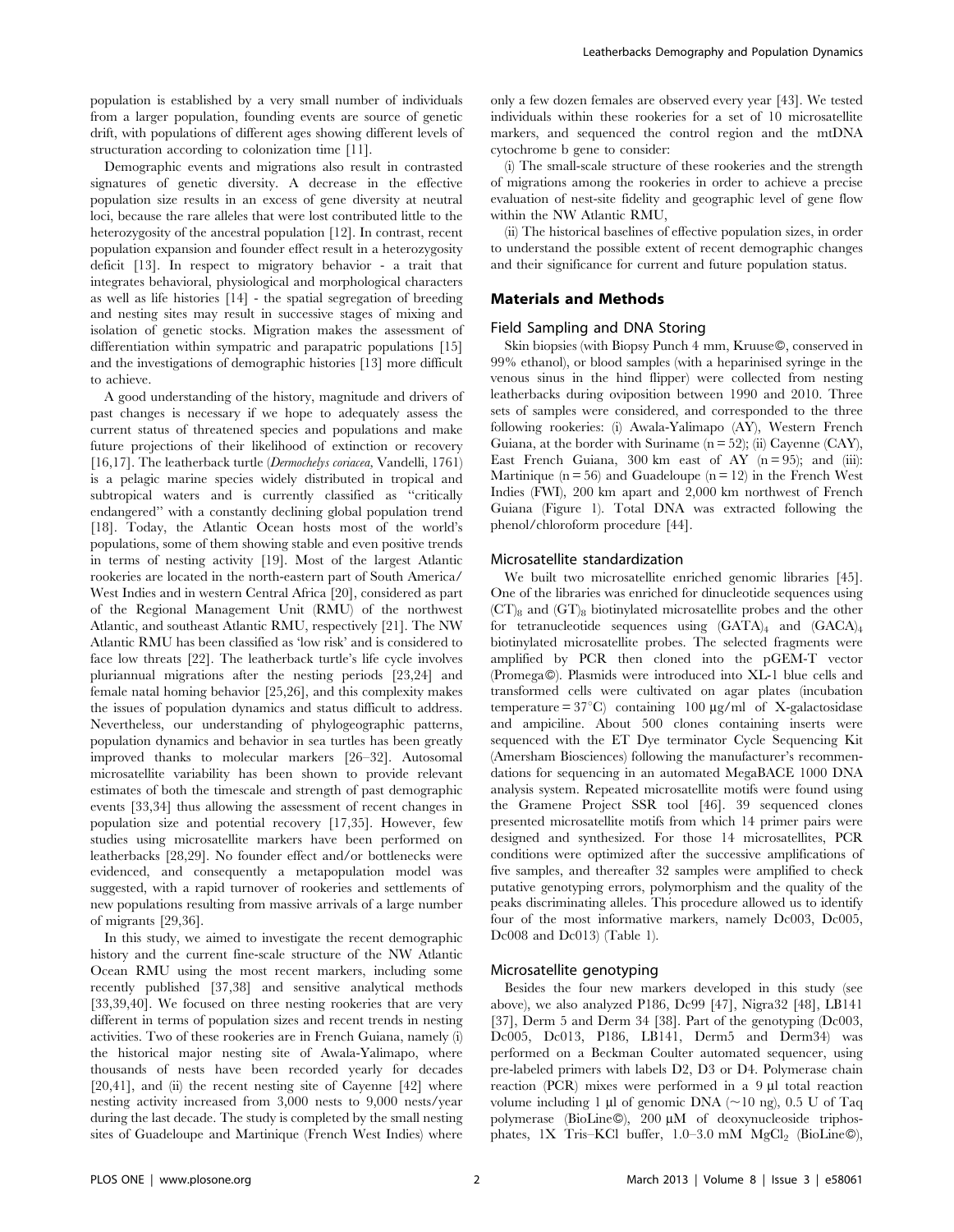population is established by a very small number of individuals from a larger population, founding events are source of genetic drift, with populations of different ages showing different levels of structuration according to colonization time [11].

Demographic events and migrations also result in contrasted signatures of genetic diversity. A decrease in the effective population size results in an excess of gene diversity at neutral loci, because the rare alleles that were lost contributed little to the heterozygosity of the ancestral population [12]. In contrast, recent population expansion and founder effect result in a heterozygosity deficit [13]. In respect to migratory behavior - a trait that integrates behavioral, physiological and morphological characters as well as life histories [14] - the spatial segregation of breeding and nesting sites may result in successive stages of mixing and isolation of genetic stocks. Migration makes the assessment of differentiation within sympatric and parapatric populations [15] and the investigations of demographic histories [13] more difficult to achieve.

A good understanding of the history, magnitude and drivers of past changes is necessary if we hope to adequately assess the current status of threatened species and populations and make future projections of their likelihood of extinction or recovery [16,17]. The leatherback turtle (*Dermochelys coriacea*, Vandelli, 1761) is a pelagic marine species widely distributed in tropical and subtropical waters and is currently classified as "critically endangered" with a constantly declining global population trend [18]. Today, the Atlantic Ocean hosts most of the world's populations, some of them showing stable and even positive trends in terms of nesting activity [19]. Most of the largest Atlantic rookeries are located in the north-eastern part of South America/ West Indies and in western Central Africa [20], considered as part of the Regional Management Unit (RMU) of the northwest Atlantic, and southeast Atlantic RMU, respectively [21]. The NW Atlantic RMU has been classified as 'low risk' and is considered to face low threats [22]. The leatherback turtle's life cycle involves pluriannual migrations after the nesting periods [23,24] and female natal homing behavior [25,26], and this complexity makes the issues of population dynamics and status difficult to address. Nevertheless, our understanding of phylogeographic patterns, population dynamics and behavior in sea turtles has been greatly improved thanks to molecular markers [26–32]. Autosomal microsatellite variability has been shown to provide relevant estimates of both the timescale and strength of past demographic events [33,34] thus allowing the assessment of recent changes in population size and potential recovery [17,35]. However, few studies using microsatellite markers have been performed on leatherbacks [28,29]. No founder effect and/or bottlenecks were evidenced, and consequently a metapopulation model was suggested, with a rapid turnover of rookeries and settlements of new populations resulting from massive arrivals of a large number of migrants [29,36].

In this study, we aimed to investigate the recent demographic history and the current fine-scale structure of the NW Atlantic Ocean RMU using the most recent markers, including some recently published [37,38] and sensitive analytical methods [33,39,40]. We focused on three nesting rookeries that are very different in terms of population sizes and recent trends in nesting activities. Two of these rookeries are in French Guiana, namely (i) the historical major nesting site of Awala-Yalimapo, where thousands of nests have been recorded yearly for decades [20,41], and (ii) the recent nesting site of Cayenne [42] where nesting activity increased from 3,000 nests to 9,000 nests/year during the last decade. The study is completed by the small nesting sites of Guadeloupe and Martinique (French West Indies) where only a few dozen females are observed every year [43]. We tested individuals within these rookeries for a set of 10 microsatellite markers, and sequenced the control region and the mtDNA cytochrome b gene to consider:

(i) The small-scale structure of these rookeries and the strength of migrations among the rookeries in order to achieve a precise evaluation of nest-site fidelity and geographic level of gene flow within the NW Atlantic RMU,

(ii) The historical baselines of effective population sizes, in order to understand the possible extent of recent demographic changes and their significance for current and future population status.

## Materials and Methods

### Field Sampling and DNA Storing

Skin biopsies (with Biopsy Punch 4 mm, Kruuse©, conserved in 99% ethanol), or blood samples (with a heparinised syringe in the venous sinus in the hind flipper) were collected from nesting leatherbacks during oviposition between 1990 and 2010. Three sets of samples were considered, and corresponded to the three following rookeries: (i) Awala-Yalimapo (AY), Western French Guiana, at the border with Suriname (n = 52); (ii) Cayenne (CAY), East French Guiana, 300 km east of AY (n = 95); and (iii): Martinique (n = 56) and Guadeloupe (n = 12) in the French West Indies (FWI), 200 km apart and 2,000 km northwest of French Guiana (Figure 1). Total DNA was extracted following the phenol/chloroform procedure [44].

### Microsatellite standardization

We built two microsatellite enriched genomic libraries [45]. One of the libraries was enriched for dinucleotide sequences using $(CT)_8$ and $(GT)_8$ biotinylated microsatellite probes and the other for tetranucleotide sequences using $(GATA)_4$ and $(GACA)_4$ biotinylated microsatellite probes. The selected fragments were amplified by PCR then cloned into the pGEM-T vector (Promega©). Plasmids were introduced into XL-1 blue cells and transformed cells were cultivated on agar plates (incubation temperature = 37°C) containing 100 µg/ml of X-galactosidase and ampiciline. About 500 clones containing inserts were sequenced with the ET Dye terminator Cycle Sequencing Kit (Amersham Biosciences) following the manufacturer's recommendations for sequencing in an automated MegaBACE 1000 DNA analysis system. Repeated microsatellite motifs were found using the Gramene Project SSR tool [46]. 39 sequenced clones presented microsatellite motifs from which 14 primer pairs were designed and synthesized. For those 14 microsatellites, PCR conditions were optimized after the successive amplifications of five samples, and thereafter 32 samples were amplified to check putative genotyping errors, polymorphism and the quality of the peaks discriminating alleles. This procedure allowed us to identify four of the most informative markers, namely Dc003, Dc005, Dc008 and Dc013) (Table 1).

### Microsatellite genotyping

Besides the four new markers developed in this study (see above), we also analyzed P186, Dc99 [47], Nigra32 [48], LB141 [37], Derm 5 and Derm 34 [38]. Part of the genotyping (Dc003, Dc005, Dc013, P186, LB141, Derm5 and Derm34) was performed on a Beckman Coulter automated sequencer, using pre-labeled primers with labels D2, D3 or D4. Polymerase chain reaction (PCR) mixes were performed in a 9 µl total reaction volume including 1 µl of genomic DNA (~10 ng), 0.5 U of Taq polymerase (BioLine©), 200 µM of deoxynucleoside triphosphates, 1X Tris–KCl buffer, 1.0–3.0 mM $MgCl_2$ (BioLine©),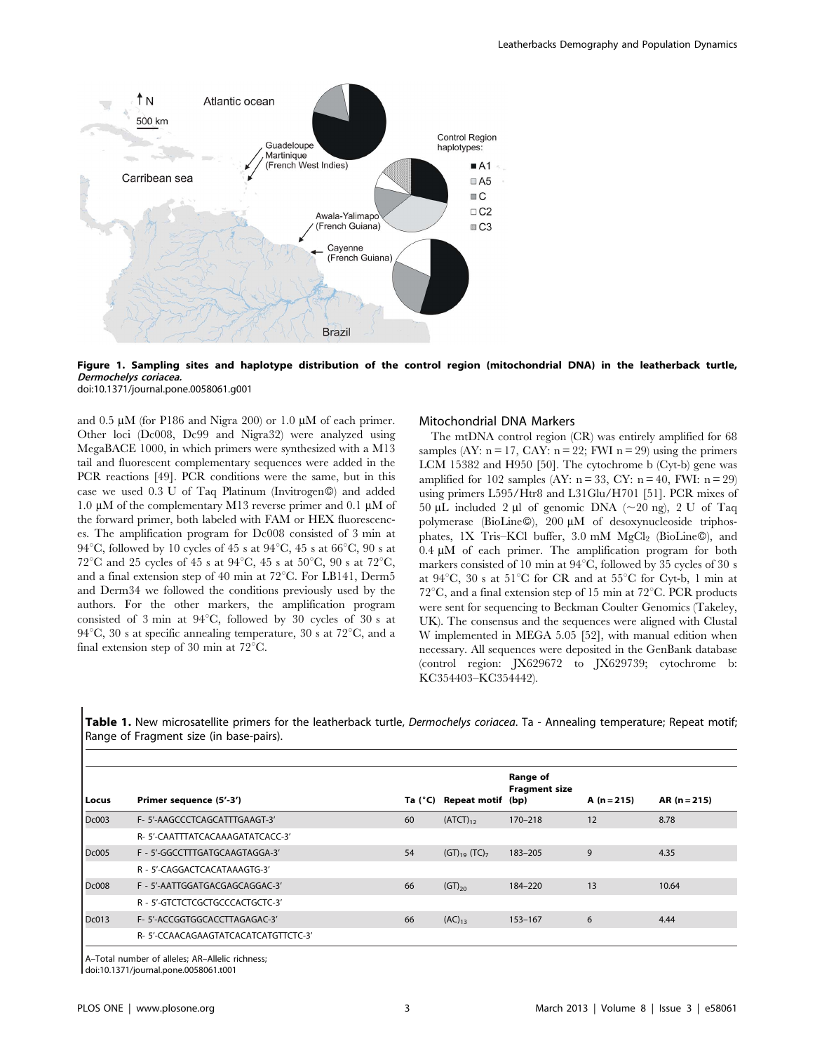Figure 1. Sampling sites and haplotype distribution of the control region (mitochondrial DNA) in the leatherback turtle, *Dermochelys coriacea.*
doi:10.1371/journal.pone.0058061.g001

and 0.5 µM (for P186 and Nigra 200) or 1.0 µM of each primer. Other loci (Dc008, Dc99 and Nigra32) were analyzed using MegaBACE 1000, in which primers were synthesized with a M13 tail and fluorescent complementary sequences were added in the PCR reactions [49]. PCR conditions were the same, but in this case we used 0.3 U of Taq Platinum (Invitrogen©) and added 1.0 µM of the complementary M13 reverse primer and 0.1 µM of the forward primer, both labeled with FAM or HEX fluorescences. The amplification program for Dc008 consisted of 3 min at 94°C, followed by 10 cycles of 45 s at 94°C, 45 s at 66°C, 90 s at 72°C and 25 cycles of 45 s at 94°C, 45 s at 50°C, 90 s at 72°C, and a final extension step of 40 min at 72°C. For LB141, Derm5 and Derm34 we followed the conditions previously used by the authors. For the other markers, the amplification program consisted of 3 min at 94°C, followed by 30 cycles of 30 s at 94°C, 30 s at specific annealing temperature, 30 s at 72°C, and a final extension step of 30 min at 72°C.

### Mitochondrial DNA Markers

The mtDNA control region (CR) was entirely amplified for 68 samples (AY: n = 17, CAY: n = 22; FWI n = 29) using the primers LCM 15382 and H950 [50]. The cytochrome b (Cyt-b) gene was amplified for 102 samples (AY: n = 33, CY: n = 40, FWI: n = 29) using primers L595/Htr8 and L31Glu/H701 [51]. PCR mixes of 50 µL included 2 µl of genomic DNA (~20 ng), 2 U of Taq polymerase (BioLine©), 200 µM of desoxynucleoside triphosphates, 1X Tris–KCl buffer, 3.0 mM $MgCl_2$ (BioLine©), and 0.4 µM of each primer. The amplification program for both markers consisted of 10 min at 94°C, followed by 35 cycles of 30 s at 94°C, 30 s at 51°C for CR and at 55°C for Cyt-b, 1 min at 72°C, and a final extension step of 15 min at 72°C. PCR products were sent for sequencing to Beckman Coulter Genomics (Takeley, UK). The consensus and the sequences were aligned with Clustal W implemented in MEGA 5.05 [52], with manual edition when necessary. All sequences were deposited in the GenBank database (control region: JX629672 to JX629739; cytochrome b: KC354403–KC354442).

**Table 1.** New microsatellite primers for the leatherback turtle, *Dermochelys coriacea*. Ta - Annealing temperature; Repeat motif; Range of Fragment size (in base-pairs).

| Locus | Primer sequence (5′-3′) | Ta (°C) | Repeat motif | Range of Fragment size (bp) | A (n = 215) | AR (n = 215) |
|---|---|---|---|---|---|---|
| Dc003 | F- 5′-AAGCCCTCAGCATTTGAAGT-3′ | 60 | $(ATCT)_{12}$ | 170–218 | 12 | 8.78 |
| | R- 5′-CAATTTATCACAAAGATATCACC-3′ | | | | | |
| Dc005 | F - 5′-GGCCTTTGATGCAAGTAGGA-3′ | 54 | $(GT)_{19}$ $(TC)_7$ | 183–205 | 9 | 4.35 |
| | R - 5′-CAGGACTCACATAAAGTG-3′ | | | | | |
| Dc008 | F - 5′-AATTGGATGACGAGCAGGAC-3′ | 66 | $(GT)_{20}$ | 184–220 | 13 | 10.64 |
| | R - 5′-GTCTCTCGCTGCCCACTGCTC-3′ | | | | | |
| Dc013 | F- 5′-ACCGGTGGCACCTTAGAGAC-3′ | 66 | $(AC)_{13}$ | 153–167 | 6 | 4.44 |
| | R- 5′-CCAACAGAAGTATCACATCATGTTCTC-3′ | | | | | |

A–Total number of alleles; AR–Allelic richness;
doi:10.1371/journal.pone.0058061.t001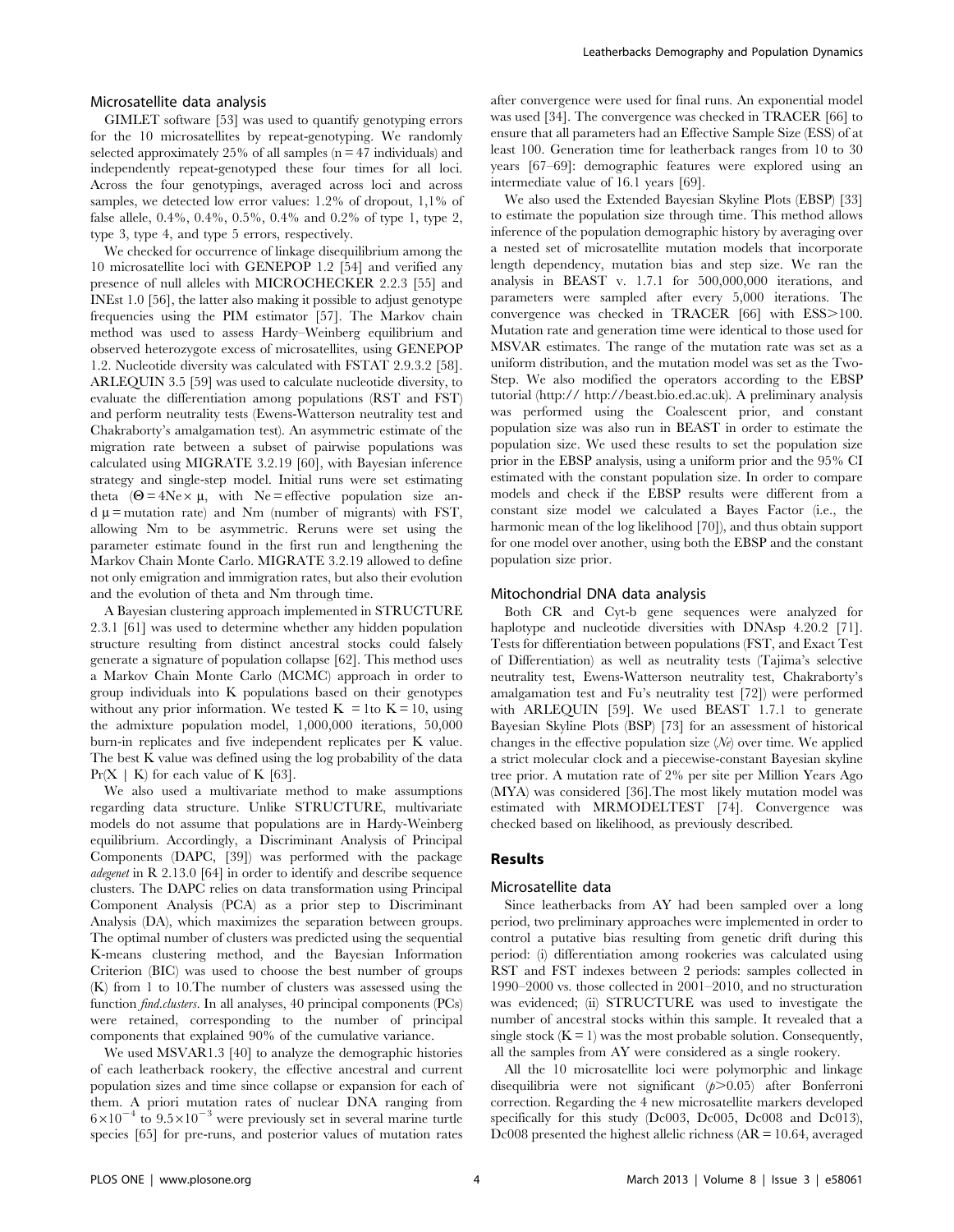### Microsatellite data analysis

GIMLET software [53] was used to quantify genotyping errors for the 10 microsatellites by repeat-genotyping. We randomly selected approximately 25% of all samples (n = 47 individuals) and independently repeat-genotyped these four times for all loci. Across the four genotypings, averaged across loci and across samples, we detected low error values: 1.2% of dropout, 1,1% of false allele, 0.4%, 0.4%, 0.5%, 0.4% and 0.2% of type 1, type 2, type 3, type 4, and type 5 errors, respectively.

We checked for occurrence of linkage disequilibrium among the 10 microsatellite loci with GENEPOP 1.2 [54] and verified any presence of null alleles with MICROCHECKER 2.2.3 [55] and INEst 1.0 [56], the latter also making it possible to adjust genotype frequencies using the PIM estimator [57]. The Markov chain method was used to assess Hardy–Weinberg equilibrium and observed heterozygote excess of microsatellites, using GENEPOP 1.2. Nucleotide diversity was calculated with FSTAT 2.9.3.2 [58]. ARLEQUIN 3.5 [59] was used to calculate nucleotide diversity, to evaluate the differentiation among populations (RST and FST) and perform neutrality tests (Ewens-Watterson neutrality test and Chakraborty's amalgamation test). An asymmetric estimate of the migration rate between a subset of pairwise populations was calculated using MIGRATE 3.2.19 [60], with Bayesian inference strategy and single-step model. Initial runs were set estimating theta ($\Theta = 4Ne \times \mu$, with Ne = effective population size and $\mu$ = mutation rate) and Nm (number of migrants) with FST, allowing Nm to be asymmetric. Reruns were set using the parameter estimate found in the first run and lengthening the Markov Chain Monte Carlo. MIGRATE 3.2.19 allowed to define not only emigration and immigration rates, but also their evolution and the evolution of theta and Nm through time.

A Bayesian clustering approach implemented in STRUCTURE 2.3.1 [61] was used to determine whether any hidden population structure resulting from distinct ancestral stocks could falsely generate a signature of population collapse [62]. This method uses a Markov Chain Monte Carlo (MCMC) approach in order to group individuals into K populations based on their genotypes without any prior information. We tested K = 1to K = 10, using the admixture population model, 1,000,000 iterations, 50,000 burn-in replicates and five independent replicates per K value. The best K value was defined using the log probability of the data Pr(X | K) for each value of K [63].

We also used a multivariate method to make assumptions regarding data structure. Unlike STRUCTURE, multivariate models do not assume that populations are in Hardy-Weinberg equilibrium. Accordingly, a Discriminant Analysis of Principal Components (DAPC, [39]) was performed with the package *adegenet* in R 2.13.0 [64] in order to identify and describe sequence clusters. The DAPC relies on data transformation using Principal Component Analysis (PCA) as a prior step to Discriminant Analysis (DA), which maximizes the separation between groups. The optimal number of clusters was predicted using the sequential K-means clustering method, and the Bayesian Information Criterion (BIC) was used to choose the best number of groups (K) from 1 to 10.The number of clusters was assessed using the function *find.clusters*. In all analyses, 40 principal components (PCs) were retained, corresponding to the number of principal components that explained 90% of the cumulative variance.

We used MSVAR1.3 [40] to analyze the demographic histories of each leatherback rookery, the effective ancestral and current population sizes and time since collapse or expansion for each of them. A priori mutation rates of nuclear DNA ranging from $6\times10^{-4}$ to $9.5\times10^{-3}$ were previously set in several marine turtle species [65] for pre-runs, and posterior values of mutation rates after convergence were used for final runs. An exponential model was used [34]. The convergence was checked in TRACER [66] to ensure that all parameters had an Effective Sample Size (ESS) of at least 100. Generation time for leatherback ranges from 10 to 30 years [67–69]: demographic features were explored using an intermediate value of 16.1 years [69].

We also used the Extended Bayesian Skyline Plots (EBSP) [33] to estimate the population size through time. This method allows inference of the population demographic history by averaging over a nested set of microsatellite mutation models that incorporate length dependency, mutation bias and step size. We ran the analysis in BEAST v. 1.7.1 for 500,000,000 iterations, and parameters were sampled after every 5,000 iterations. The convergence was checked in TRACER [66] with ESS>100. Mutation rate and generation time were identical to those used for MSVAR estimates. The range of the mutation rate was set as a uniform distribution, and the mutation model was set as the Two-Step. We also modified the operators according to the EBSP tutorial (http:// http://beast.bio.ed.ac.uk). A preliminary analysis was performed using the Coalescent prior, and constant population size was also run in BEAST in order to estimate the population size. We used these results to set the population size prior in the EBSP analysis, using a uniform prior and the 95% CI estimated with the constant population size. In order to compare models and check if the EBSP results were different from a constant size model we calculated a Bayes Factor (i.e., the harmonic mean of the log likelihood [70]), and thus obtain support for one model over another, using both the EBSP and the constant population size prior.

### Mitochondrial DNA data analysis

Both CR and Cyt-b gene sequences were analyzed for haplotype and nucleotide diversities with DNAsp 4.20.2 [71]. Tests for differentiation between populations (FST, and Exact Test of Differentiation) as well as neutrality tests (Tajima's selective neutrality test, Ewens-Watterson neutrality test, Chakraborty's amalgamation test and Fu's neutrality test [72]) were performed with ARLEQUIN [59]. We used BEAST 1.7.1 to generate Bayesian Skyline Plots (BSP) [73] for an assessment of historical changes in the effective population size (*Ne*) over time. We applied a strict molecular clock and a piecewise-constant Bayesian skyline tree prior. A mutation rate of 2% per site per Million Years Ago (MYA) was considered [36].The most likely mutation model was estimated with MRMODELTEST [74]. Convergence was checked based on likelihood, as previously described.

## Results

### Microsatellite data

Since leatherbacks from AY had been sampled over a long period, two preliminary approaches were implemented in order to control a putative bias resulting from genetic drift during this period: (i) differentiation among rookeries was calculated using RST and FST indexes between 2 periods: samples collected in 1990–2000 vs. those collected in 2001–2010, and no structuration was evidenced; (ii) STRUCTURE was used to investigate the number of ancestral stocks within this sample. It revealed that a single stock (K = 1) was the most probable solution. Consequently, all the samples from AY were considered as a single rookery.

All the 10 microsatellite loci were polymorphic and linkage disequilibria were not significant ($p>0.05$) after Bonferroni correction. Regarding the 4 new microsatellite markers developed specifically for this study (Dc003, Dc005, Dc008 and Dc013), Dc008 presented the highest allelic richness (AR = 10.64, averaged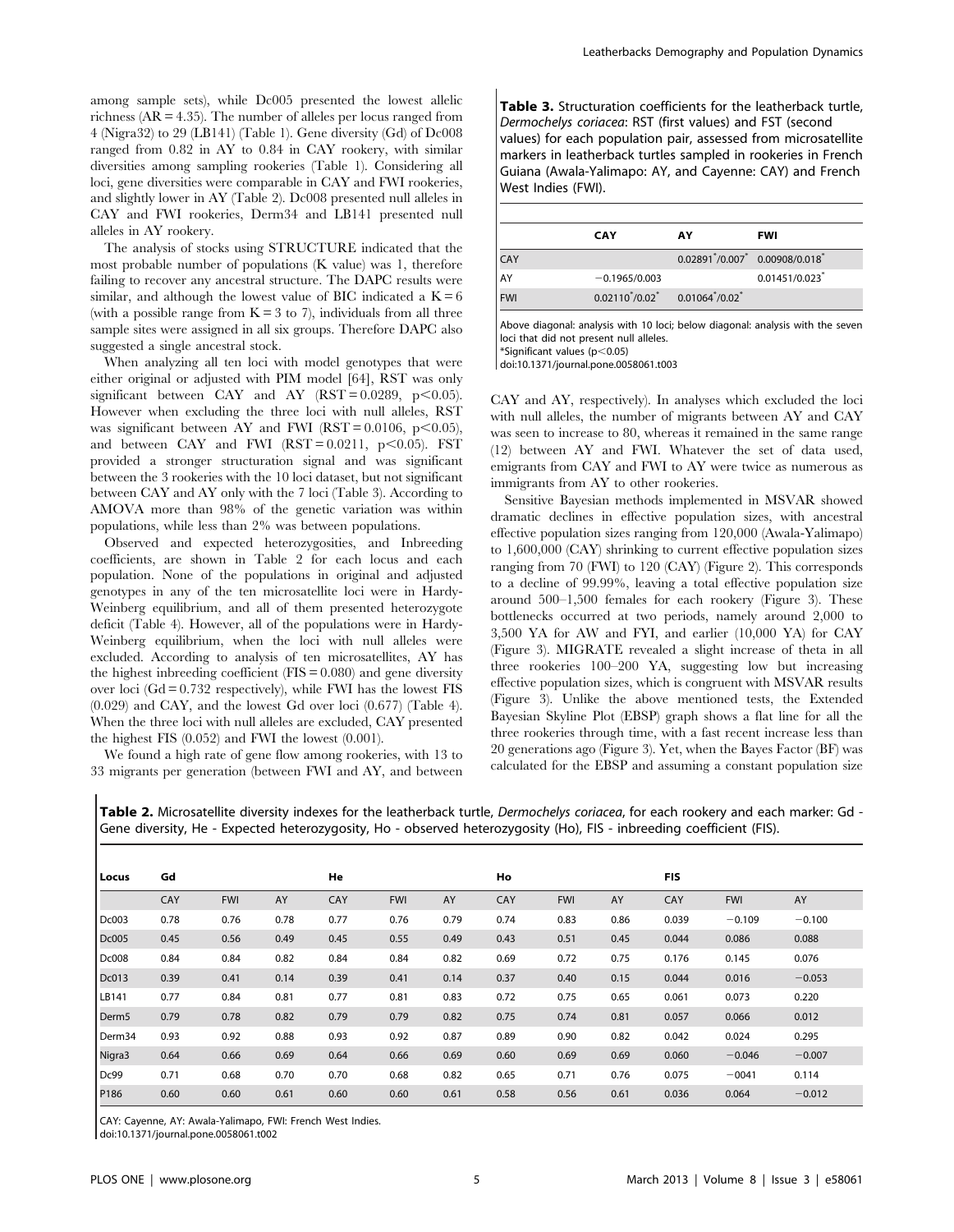among sample sets), while Dc005 presented the lowest allelic richness (AR = 4.35). The number of alleles per locus ranged from 4 (Nigra32) to 29 (LB141) (Table 1). Gene diversity (Gd) of Dc008 ranged from 0.82 in AY to 0.84 in CAY rookery, with similar diversities among sampling rookeries (Table 1). Considering all loci, gene diversities were comparable in CAY and FWI rookeries, and slightly lower in AY (Table 2). Dc008 presented null alleles in CAY and FWI rookeries, Derm34 and LB141 presented null alleles in AY rookery.

The analysis of stocks using STRUCTURE indicated that the most probable number of populations (K value) was 1, therefore failing to recover any ancestral structure. The DAPC results were similar, and although the lowest value of BIC indicated a K = 6 (with a possible range from K = 3 to 7), individuals from all three sample sites were assigned in all six groups. Therefore DAPC also suggested a single ancestral stock.

When analyzing all ten loci with model genotypes that were either original or adjusted with PIM model [64], RST was only significant between CAY and AY (RST = 0.0289, $p<0.05$). However when excluding the three loci with null alleles, RST was significant between AY and FWI (RST = 0.0106, $p<0.05$), and between CAY and FWI (RST = 0.0211, $p<0.05$). FST provided a stronger structuration signal and was significant between the 3 rookeries with the 10 loci dataset, but not significant between CAY and AY only with the 7 loci (Table 3). According to AMOVA more than 98% of the genetic variation was within populations, while less than 2% was between populations.

Observed and expected heterozygosities, and Inbreeding coefficients, are shown in Table 2 for each locus and each population. None of the populations in original and adjusted genotypes in any of the ten microsatellite loci were in Hardy-Weinberg equilibrium, and all of them presented heterozygote deficit (Table 4). However, all of the populations were in Hardy-Weinberg equilibrium, when the loci with null alleles were excluded. According to analysis of ten microsatellites, AY has the highest inbreeding coefficient (FIS = 0.080) and gene diversity over loci (Gd = 0.732 respectively), while FWI has the lowest FIS (0.029) and CAY, and the lowest Gd over loci (0.677) (Table 4). When the three loci with null alleles are excluded, CAY presented the highest FIS (0.052) and FWI the lowest (0.001).

We found a high rate of gene flow among rookeries, with 13 to 33 migrants per generation (between FWI and AY, and between CAY and AY, respectively). In analyses which excluded the loci with null alleles, the number of migrants between AY and CAY was seen to increase to 80, whereas it remained in the same range (12) between AY and FWI. Whatever the set of data used, emigrants from CAY and FWI to AY were twice as numerous as immigrants from AY to other rookeries.

Sensitive Bayesian methods implemented in MSVAR showed dramatic declines in effective population sizes, with ancestral effective population sizes ranging from 120,000 (Awala-Yalimapo) to 1,600,000 (CAY) shrinking to current effective population sizes ranging from 70 (FWI) to 120 (CAY) (Figure 2). This corresponds to a decline of 99.99%, leaving a total effective population size around 500–1,500 females for each rookery (Figure 3). These bottlenecks occurred at two periods, namely around 2,000 to 3,500 YA for AW and FYI, and earlier (10,000 YA) for CAY (Figure 3). MIGRATE revealed a slight increase of theta in all three rookeries 100–200 YA, suggesting low but increasing effective population sizes, which is congruent with MSVAR results (Figure 3). Unlike the above mentioned tests, the Extended Bayesian Skyline Plot (EBSP) graph shows a flat line for all the three rookeries through time, with a fast recent increase less than 20 generations ago (Figure 3). Yet, when the Bayes Factor (BF) was calculated for the EBSP and assuming a constant population size

**Table 3.** Structuration coefficients for the leatherback turtle, *Dermochelys coriacea*: RST (first values) and FST (second values) for each population pair, assessed from microsatellite markers in leatherback turtles sampled in rookeries in French Guiana (Awala-Yalimapo: AY, and Cayenne: CAY) and French West Indies (FWI).

| | CAY | AY | FWI |
|---|---|---|---|
| CAY | | 0.02891*/0.007* | 0.00908/0.018* |
| AY | −0.1965/0.003 | | 0.01451/0.023* |
| FWI | 0.02110*/0.02* | 0.01064*/0.02* | |

Above diagonal: analysis with 10 loci; below diagonal: analysis with the seven loci that did not present null alleles.
*Significant values ($p<0.05$)
doi:10.1371/journal.pone.0058061.t003

**Table 2.** Microsatellite diversity indexes for the leatherback turtle, *Dermochelys coriacea*, for each rookery and each marker: Gd - Gene diversity, He - Expected heterozygosity, Ho - observed heterozygosity (Ho), FIS - inbreeding coefficient (FIS).

| Locus | Gd | | | He | | | Ho | | | FIS | | |
|---|---|---|---|---|---|---|---|---|---|---|---|---|
| | CAY | FWI | AY | CAY | FWI | AY | CAY | FWI | AY | CAY | FWI | AY |
| Dc003 | 0.78 | 0.76 | 0.78 | 0.77 | 0.76 | 0.79 | 0.74 | 0.83 | 0.86 | 0.039 | −0.109 | −0.100 |
| Dc005 | 0.45 | 0.56 | 0.49 | 0.45 | 0.55 | 0.49 | 0.43 | 0.51 | 0.45 | 0.044 | 0.086 | 0.088 |
| Dc008 | 0.84 | 0.84 | 0.82 | 0.84 | 0.84 | 0.82 | 0.69 | 0.72 | 0.75 | 0.176 | 0.145 | 0.076 |
| Dc013 | 0.39 | 0.41 | 0.14 | 0.39 | 0.41 | 0.14 | 0.37 | 0.40 | 0.15 | 0.044 | 0.016 | −0.053 |
| LB141 | 0.77 | 0.84 | 0.81 | 0.77 | 0.81 | 0.83 | 0.72 | 0.75 | 0.65 | 0.061 | 0.073 | 0.220 |
| Derm5 | 0.79 | 0.78 | 0.82 | 0.79 | 0.79 | 0.82 | 0.75 | 0.74 | 0.81 | 0.057 | 0.066 | 0.012 |
| Derm34 | 0.93 | 0.92 | 0.88 | 0.93 | 0.92 | 0.87 | 0.89 | 0.90 | 0.82 | 0.042 | 0.024 | 0.295 |
| Nigra3 | 0.64 | 0.66 | 0.69 | 0.64 | 0.66 | 0.69 | 0.60 | 0.69 | 0.69 | 0.060 | −0.046 | −0.007 |
| Dc99 | 0.71 | 0.68 | 0.70 | 0.70 | 0.68 | 0.82 | 0.65 | 0.71 | 0.76 | 0.075 | −0041 | 0.114 |
| P186 | 0.60 | 0.60 | 0.61 | 0.60 | 0.60 | 0.61 | 0.58 | 0.56 | 0.61 | 0.036 | 0.064 | −0.012 |

CAY: Cayenne, AY: Awala-Yalimapo, FWI: French West Indies.
doi:10.1371/journal.pone.0058061.t002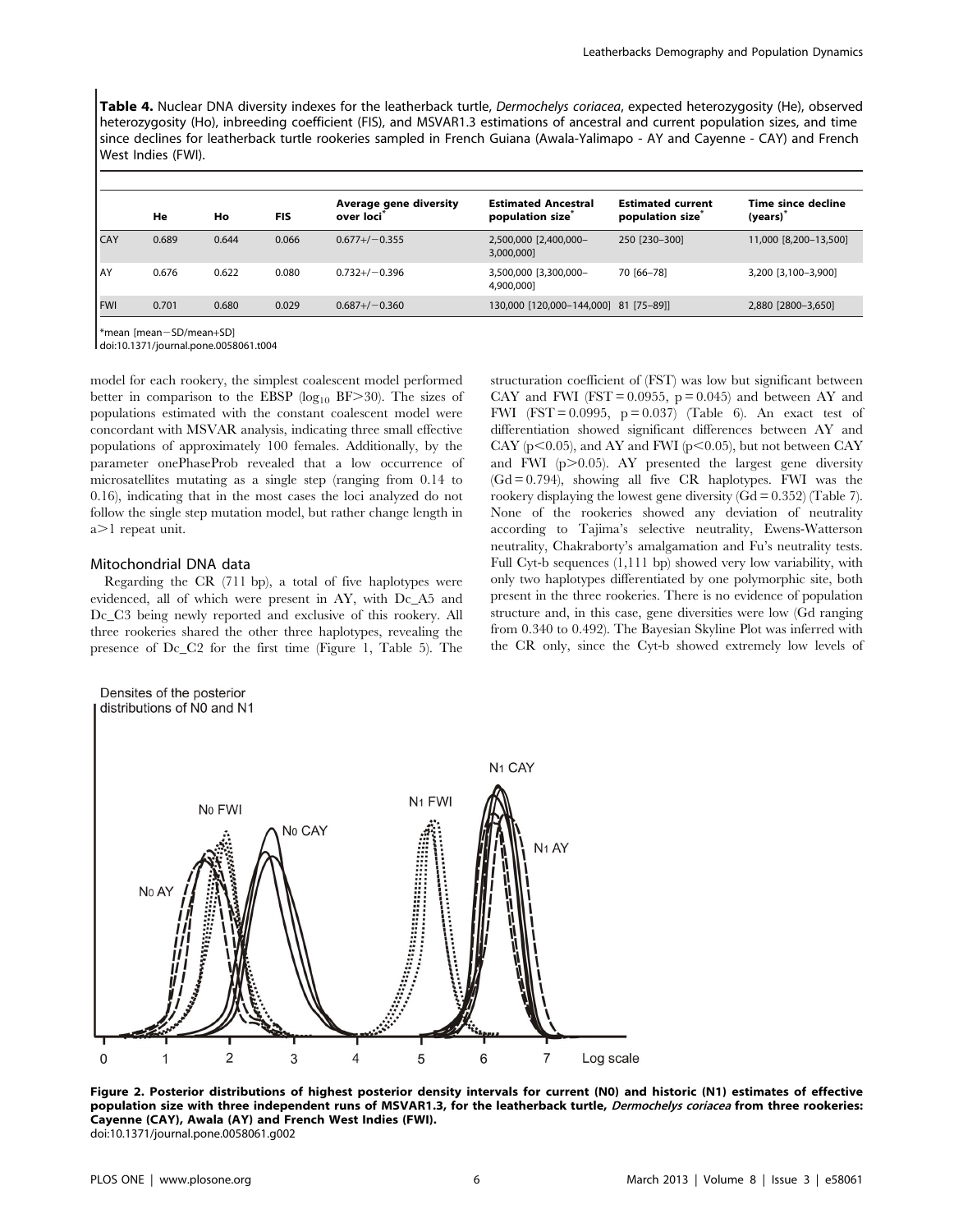**Table 4.** Nuclear DNA diversity indexes for the leatherback turtle, *Dermochelys coriacea*, expected heterozygosity (He), observed heterozygosity (Ho), inbreeding coefficient (FIS), and MSVAR1.3 estimations of ancestral and current population sizes, and time since declines for leatherback turtle rookeries sampled in French Guiana (Awala-Yalimapo - AY and Cayenne - CAY) and French West Indies (FWI).

| | He | Ho | FIS | Average gene diversity over loci* | Estimated Ancestral population size* | Estimated current population size* | Time since decline (years)* |
|---|---|---|---|---|---|---|---|
| CAY | 0.689 | 0.644 | 0.066 | 0.677+/−0.355 | 2,500,000 [2,400,000–3,000,000] | 250 [230–300] | 11,000 [8,200–13,500] |
| AY | 0.676 | 0.622 | 0.080 | 0.732+/−0.396 | 3,500,000 [3,300,000–4,900,000] | 70 [66–78] | 3,200 [3,100–3,900] |
| FWI | 0.701 | 0.680 | 0.029 | 0.687+/−0.360 | 130,000 [120,000–144,000] | 81 [75–89]] | 2,880 [2800–3,650] |

*mean [mean−SD/mean+SD]
doi:10.1371/journal.pone.0058061.t004

model for each rookery, the simplest coalescent model performed better in comparison to the EBSP ($\log_{10}$ BF>30). The sizes of populations estimated with the constant coalescent model were concordant with MSVAR analysis, indicating three small effective populations of approximately 100 females. Additionally, by the parameter onePhaseProb revealed that a low occurrence of microsatellites mutating as a single step (ranging from 0.14 to 0.16), indicating that in the most cases the loci analyzed do not follow the single step mutation model, but rather change length in a>1 repeat unit.

### Mitochondrial DNA data

Regarding the CR (711 bp), a total of five haplotypes were evidenced, all of which were present in AY, with Dc_A5 and Dc_C3 being newly reported and exclusive of this rookery. All three rookeries shared the other three haplotypes, revealing the presence of Dc_C2 for the first time (Figure 1, Table 5). The structuration coefficient of (FST) was low but significant between CAY and FWI (FST = 0.0955, p = 0.045) and between AY and FWI (FST = 0.0995, p = 0.037) (Table 6). An exact test of differentiation showed significant differences between AY and CAY ($p<0.05$), and AY and FWI ($p<0.05$), but not between CAY and FWI ($p>0.05$). AY presented the largest gene diversity (Gd = 0.794), showing all five CR haplotypes. FWI was the rookery displaying the lowest gene diversity (Gd = 0.352) (Table 7). None of the rookeries showed any deviation of neutrality according to Tajima's selective neutrality, Ewens-Watterson neutrality, Chakraborty's amalgamation and Fu's neutrality tests. Full Cyt-b sequences (1,111 bp) showed very low variability, with only two haplotypes differentiated by one polymorphic site, both present in the three rookeries. There is no evidence of population structure and, in this case, gene diversities were low (Gd ranging from 0.340 to 0.492). The Bayesian Skyline Plot was inferred with the CR only, since the Cyt-b showed extremely low levels of

**Figure 2. Posterior distributions of highest posterior density intervals for current (N0) and historic (N1) estimates of effective population size with three independent runs of MSVAR1.3, for the leatherback turtle, *Dermochelys coriacea* from three rookeries: Cayenne (CAY), Awala (AY) and French West Indies (FWI).**
doi:10.1371/journal.pone.0058061.g002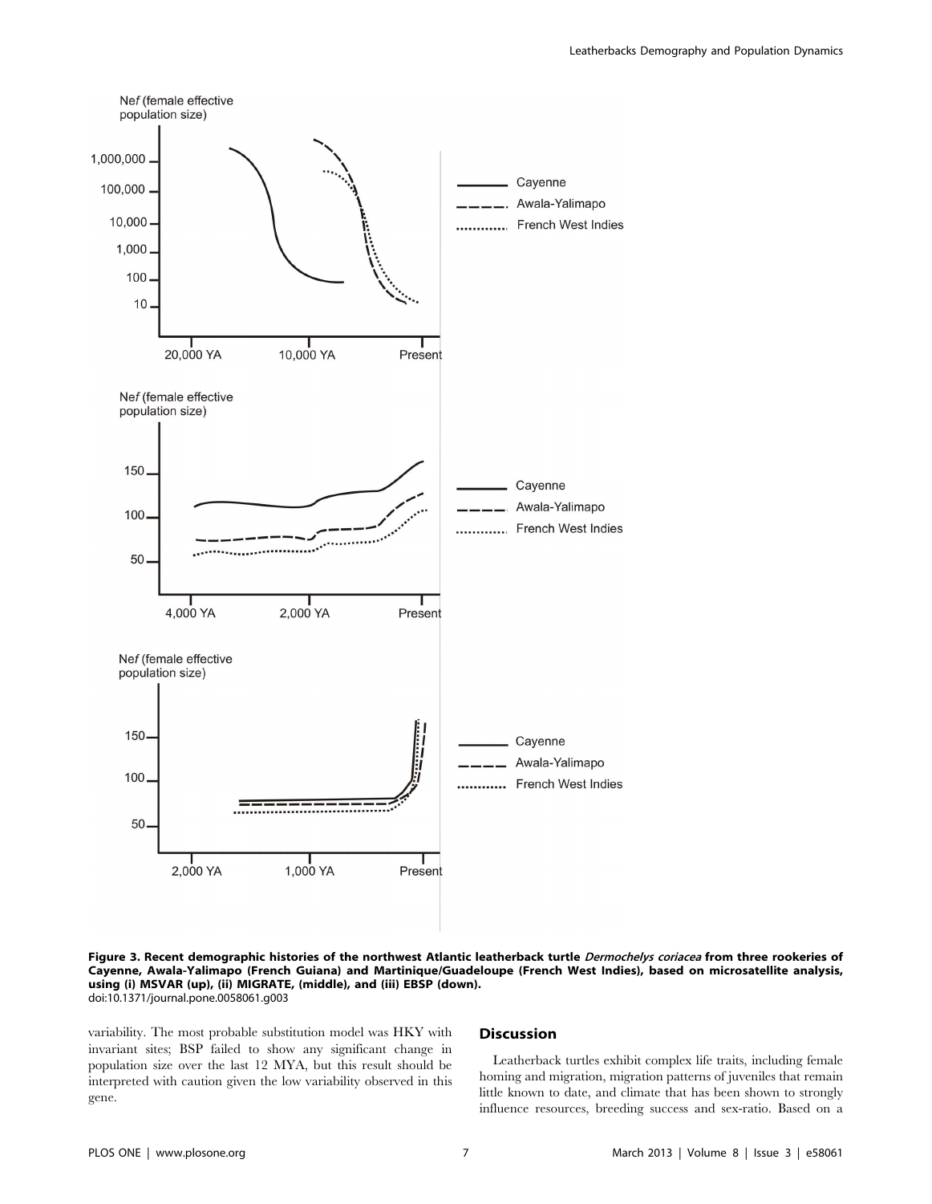Figure 3. Recent demographic histories of the northwest Atlantic leatherback turtle *Dermochelys coriacea* from three rookeries of Cayenne, Awala-Yalimapo (French Guiana) and Martinique/Guadeloupe (French West Indies), based on microsatellite analysis, using (i) MSVAR (up), (ii) MIGRATE, (middle), and (iii) EBSP (down).
doi:10.1371/journal.pone.0058061.g003

variability. The most probable substitution model was HKY with invariant sites; BSP failed to show any significant change in population size over the last 12 MYA, but this result should be interpreted with caution given the low variability observed in this gene.

## Discussion

Leatherback turtles exhibit complex life traits, including female homing and migration, migration patterns of juveniles that remain little known to date, and climate that has been shown to strongly influence resources, breeding success and sex-ratio. Based on a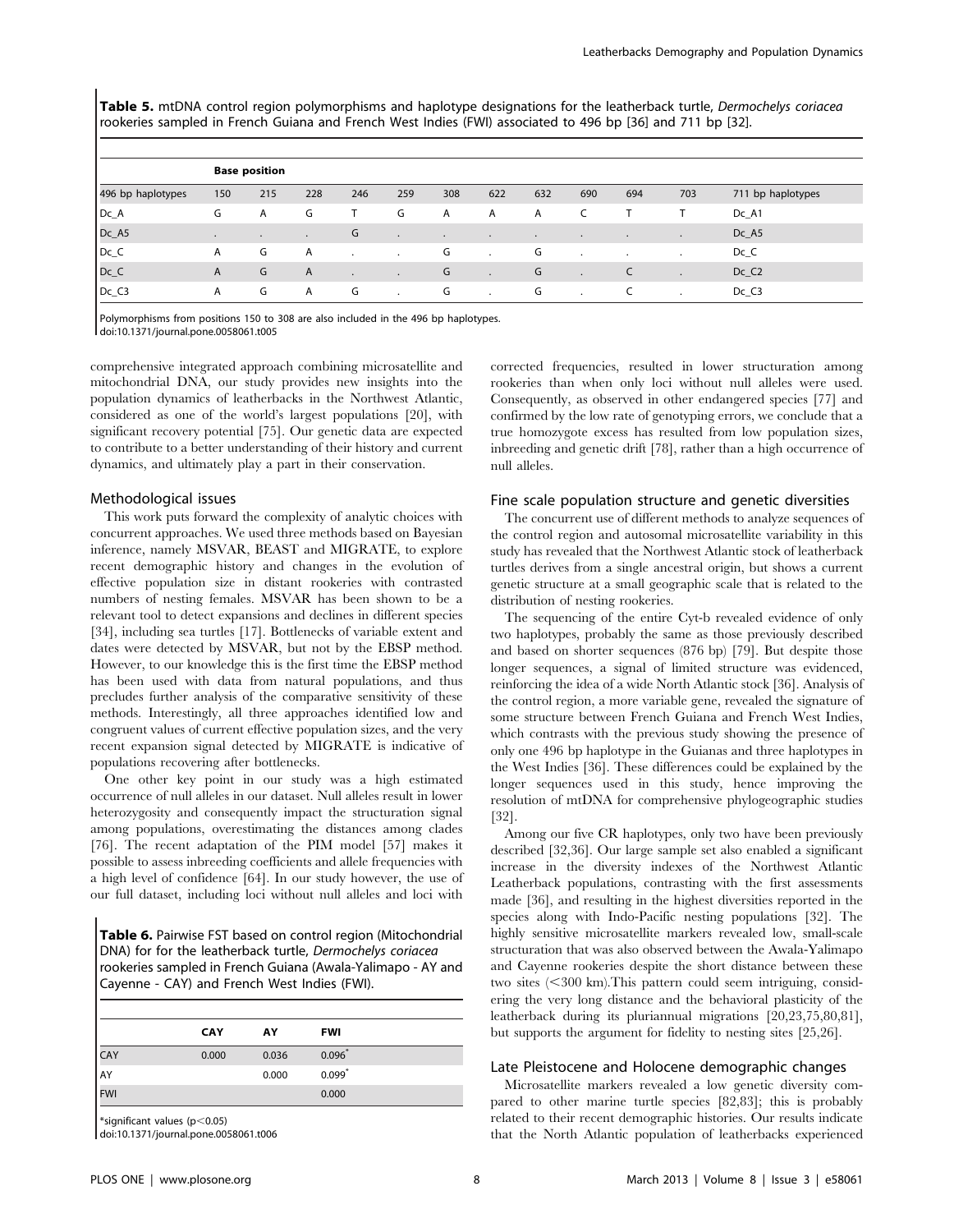**Table 5.** mtDNA control region polymorphisms and haplotype designations for the leatherback turtle, *Dermochelys coriacea* rookeries sampled in French Guiana and French West Indies (FWI) associated to 496 bp [36] and 711 bp [32].

| | Base position | | | | | | | | | | | |
|---|---|---|---|---|---|---|---|---|---|---|---|---|
| 496 bp haplotypes | 150 | 215 | 228 | 246 | 259 | 308 | 622 | 632 | 690 | 694 | 703 | 711 bp haplotypes |
| Dc_A | G | A | G | T | G | A | A | A | C | T | T | Dc_A1 |
| Dc_A5 | . | . | . | G | . | . | . | . | . | . | . | Dc_A5 |
| Dc_C | A | G | A | . | . | G | . | G | . | . | . | Dc_C |
| Dc_C | A | G | A | . | . | G | . | G | . | C | . | Dc_C2 |
| Dc_C3 | A | G | A | G | . | G | . | G | . | C | . | Dc_C3 |

Polymorphisms from positions 150 to 308 are also included in the 496 bp haplotypes.
doi:10.1371/journal.pone.0058061.t005

comprehensive integrated approach combining microsatellite and mitochondrial DNA, our study provides new insights into the population dynamics of leatherbacks in the Northwest Atlantic, considered as one of the world's largest populations [20], with significant recovery potential [75]. Our genetic data are expected to contribute to a better understanding of their history and current dynamics, and ultimately play a part in their conservation.

### Methodological issues

This work puts forward the complexity of analytic choices with concurrent approaches. We used three methods based on Bayesian inference, namely MSVAR, BEAST and MIGRATE, to explore recent demographic history and changes in the evolution of effective population size in distant rookeries with contrasted numbers of nesting females. MSVAR has been shown to be a relevant tool to detect expansions and declines in different species [34], including sea turtles [17]. Bottlenecks of variable extent and dates were detected by MSVAR, but not by the EBSP method. However, to our knowledge this is the first time the EBSP method has been used with data from natural populations, and thus precludes further analysis of the comparative sensitivity of these methods. Interestingly, all three approaches identified low and congruent values of current effective population sizes, and the very recent expansion signal detected by MIGRATE is indicative of populations recovering after bottlenecks.

One other key point in our study was a high estimated occurrence of null alleles in our dataset. Null alleles result in lower heterozygosity and consequently impact the structuration signal among populations, overestimating the distances among clades [76]. The recent adaptation of the PIM model [57] makes it possible to assess inbreeding coefficients and allele frequencies with a high level of confidence [64]. In our study however, the use of our full dataset, including loci without null alleles and loci with corrected frequencies, resulted in lower structuration among rookeries than when only loci without null alleles were used. Consequently, as observed in other endangered species [77] and confirmed by the low rate of genotyping errors, we conclude that a true homozygote excess has resulted from low population sizes, inbreeding and genetic drift [78], rather than a high occurrence of null alleles.

**Table 6.** Pairwise FST based on control region (Mitochondrial DNA) for for the leatherback turtle, *Dermochelys coriacea* rookeries sampled in French Guiana (Awala-Yalimapo - AY and Cayenne - CAY) and French West Indies (FWI).

| | CAY | AY | FWI |
|---|---|---|---|
| CAY | 0.000 | 0.036 | 0.096* |
| AY | | 0.000 | 0.099* |
| FWI | | | 0.000 |

*significant values ($p<0.05$)
doi:10.1371/journal.pone.0058061.t006

### Fine scale population structure and genetic diversities

The concurrent use of different methods to analyze sequences of the control region and autosomal microsatellite variability in this study has revealed that the Northwest Atlantic stock of leatherback turtles derives from a single ancestral origin, but shows a current genetic structure at a small geographic scale that is related to the distribution of nesting rookeries.

The sequencing of the entire Cyt-b revealed evidence of only two haplotypes, probably the same as those previously described and based on shorter sequences (876 bp) [79]. But despite those longer sequences, a signal of limited structure was evidenced, reinforcing the idea of a wide North Atlantic stock [36]. Analysis of the control region, a more variable gene, revealed the signature of some structure between French Guiana and French West Indies, which contrasts with the previous study showing the presence of only one 496 bp haplotype in the Guianas and three haplotypes in the West Indies [36]. These differences could be explained by the longer sequences used in this study, hence improving the resolution of mtDNA for comprehensive phylogeographic studies [32].

Among our five CR haplotypes, only two have been previously described [32,36]. Our large sample set also enabled a significant increase in the diversity indexes of the Northwest Atlantic Leatherback populations, contrasting with the first assessments made [36], and resulting in the highest diversities reported in the species along with Indo-Pacific nesting populations [32]. The highly sensitive microsatellite markers revealed low, small-scale structuration that was also observed between the Awala-Yalimapo and Cayenne rookeries despite the short distance between these two sites (<300 km).This pattern could seem intriguing, considering the very long distance and the behavioral plasticity of the leatherback during its pluriannual migrations [20,23,75,80,81], but supports the argument for fidelity to nesting sites [25,26].

### Late Pleistocene and Holocene demographic changes

Microsatellite markers revealed a low genetic diversity compared to other marine turtle species [82,83]; this is probably related to their recent demographic histories. Our results indicate that the North Atlantic population of leatherbacks experienced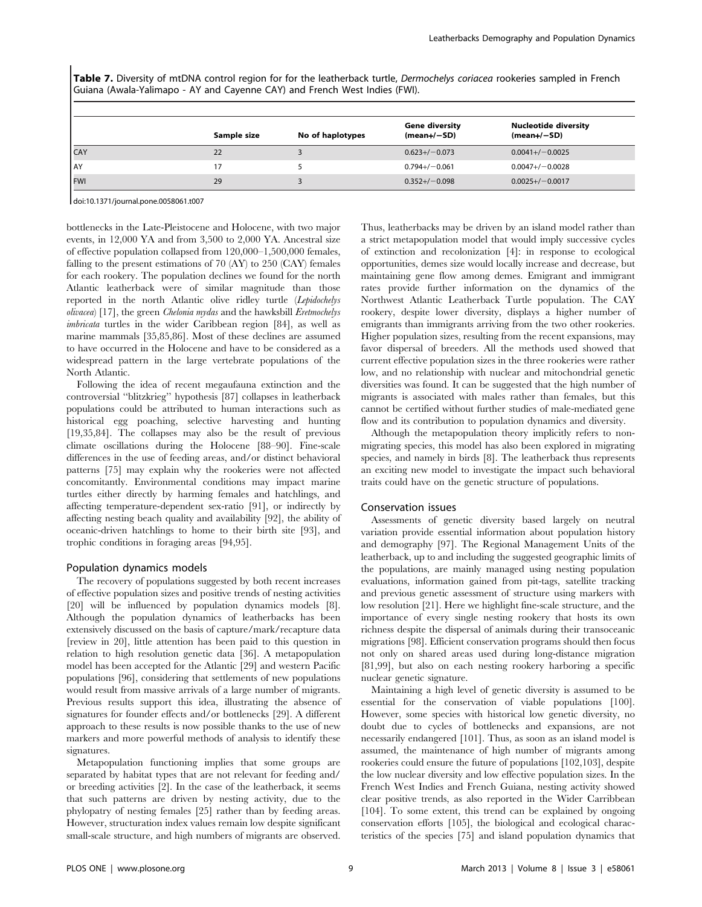**Table 7.** Diversity of mtDNA control region for for the leatherback turtle, *Dermochelys coriacea* rookeries sampled in French Guiana (Awala-Yalimapo - AY and Cayenne CAY) and French West Indies (FWI).

| | Sample size | No of haplotypes | Gene diversity (mean+/−SD) | Nucleotide diversity (mean+/−SD) |
|---|---|---|---|---|
| CAY | 22 | 3 | 0.623+/−0.073 | 0.0041+/−0.0025 |
| AY | 17 | 5 | 0.794+/−0.061 | 0.0047+/−0.0028 |
| FWI | 29 | 3 | 0.352+/−0.098 | 0.0025+/−0.0017 |

doi:10.1371/journal.pone.0058061.t007

bottlenecks in the Late-Pleistocene and Holocene, with two major events, in 12,000 YA and from 3,500 to 2,000 YA. Ancestral size of effective population collapsed from 120,000–1,500,000 females, falling to the present estimations of 70 (AY) to 250 (CAY) females for each rookery. The population declines we found for the north Atlantic leatherback were of similar magnitude than those reported in the north Atlantic olive ridley turtle (*Lepidochelys olivacea*) [17], the green *Chelonia mydas* and the hawksbill *Eretmochelys imbricata* turtles in the wider Caribbean region [84], as well as marine mammals [35,85,86]. Most of these declines are assumed to have occurred in the Holocene and have to be considered as a widespread pattern in the large vertebrate populations of the North Atlantic.

Following the idea of recent megaufauna extinction and the controversial "blitzkrieg" hypothesis [87] collapses in leatherback populations could be attributed to human interactions such as historical egg poaching, selective harvesting and hunting [19,35,84]. The collapses may also be the result of previous climate oscillations during the Holocene [88–90]. Fine-scale differences in the use of feeding areas, and/or distinct behavioral patterns [75] may explain why the rookeries were not affected concomitantly. Environmental conditions may impact marine turtles either directly by harming females and hatchlings, and affecting temperature-dependent sex-ratio [91], or indirectly by affecting nesting beach quality and availability [92], the ability of oceanic-driven hatchlings to home to their birth site [93], and trophic conditions in foraging areas [94,95].

## Population dynamics models

The recovery of populations suggested by both recent increases of effective population sizes and positive trends of nesting activities [20] will be influenced by population dynamics models [8]. Although the population dynamics of leatherbacks has been extensively discussed on the basis of capture/mark/recapture data [review in 20], little attention has been paid to this question in relation to high resolution genetic data [36]. A metapopulation model has been accepted for the Atlantic [29] and western Pacific populations [96], considering that settlements of new populations would result from massive arrivals of a large number of migrants. Previous results support this idea, illustrating the absence of signatures for founder effects and/or bottlenecks [29]. A different approach to these results is now possible thanks to the use of new markers and more powerful methods of analysis to identify these signatures.

Metapopulation functioning implies that some groups are separated by habitat types that are not relevant for feeding and/or breeding activities [2]. In the case of the leatherback, it seems that such patterns are driven by nesting activity, due to the phylopatry of nesting females [25] rather than by feeding areas. However, structuration index values remain low despite significant small-scale structure, and high numbers of migrants are observed. Thus, leatherbacks may be driven by an island model rather than a strict metapopulation model that would imply successive cycles of extinction and recolonization [4]: in response to ecological opportunities, demes size would locally increase and decrease, but maintaining gene flow among demes. Emigrant and immigrant rates provide further information on the dynamics of the Northwest Atlantic Leatherback Turtle population. The CAY rookery, despite lower diversity, displays a higher number of emigrants than immigrants arriving from the two other rookeries. Higher population sizes, resulting from the recent expansions, may favor dispersal of breeders. All the methods used showed that current effective population sizes in the three rookeries were rather low, and no relationship with nuclear and mitochondrial genetic diversities was found. It can be suggested that the high number of migrants is associated with males rather than females, but this cannot be certified without further studies of male-mediated gene flow and its contribution to population dynamics and diversity.

Although the metapopulation theory implicitly refers to non-migrating species, this model has also been explored in migrating species, and namely in birds [8]. The leatherback thus represents an exciting new model to investigate the impact such behavioral traits could have on the genetic structure of populations.

## Conservation issues

Assessments of genetic diversity based largely on neutral variation provide essential information about population history and demography [97]. The Regional Management Units of the leatherback, up to and including the suggested geographic limits of the populations, are mainly managed using nesting population evaluations, information gained from pit-tags, satellite tracking and previous genetic assessment of structure using markers with low resolution [21]. Here we highlight fine-scale structure, and the importance of every single nesting rookery that hosts its own richness despite the dispersal of animals during their transoceanic migrations [98]. Efficient conservation programs should then focus not only on shared areas used during long-distance migration [81,99], but also on each nesting rookery harboring a specific nuclear genetic signature.

Maintaining a high level of genetic diversity is assumed to be essential for the conservation of viable populations [100]. However, some species with historical low genetic diversity, no doubt due to cycles of bottlenecks and expansions, are not necessarily endangered [101]. Thus, as soon as an island model is assumed, the maintenance of high number of migrants among rookeries could ensure the future of populations [102,103], despite the low nuclear diversity and low effective population sizes. In the French West Indies and French Guiana, nesting activity showed clear positive trends, as also reported in the Wider Carribbean [104]. To some extent, this trend can be explained by ongoing conservation efforts [105], the biological and ecological characteristics of the species [75] and island population dynamics that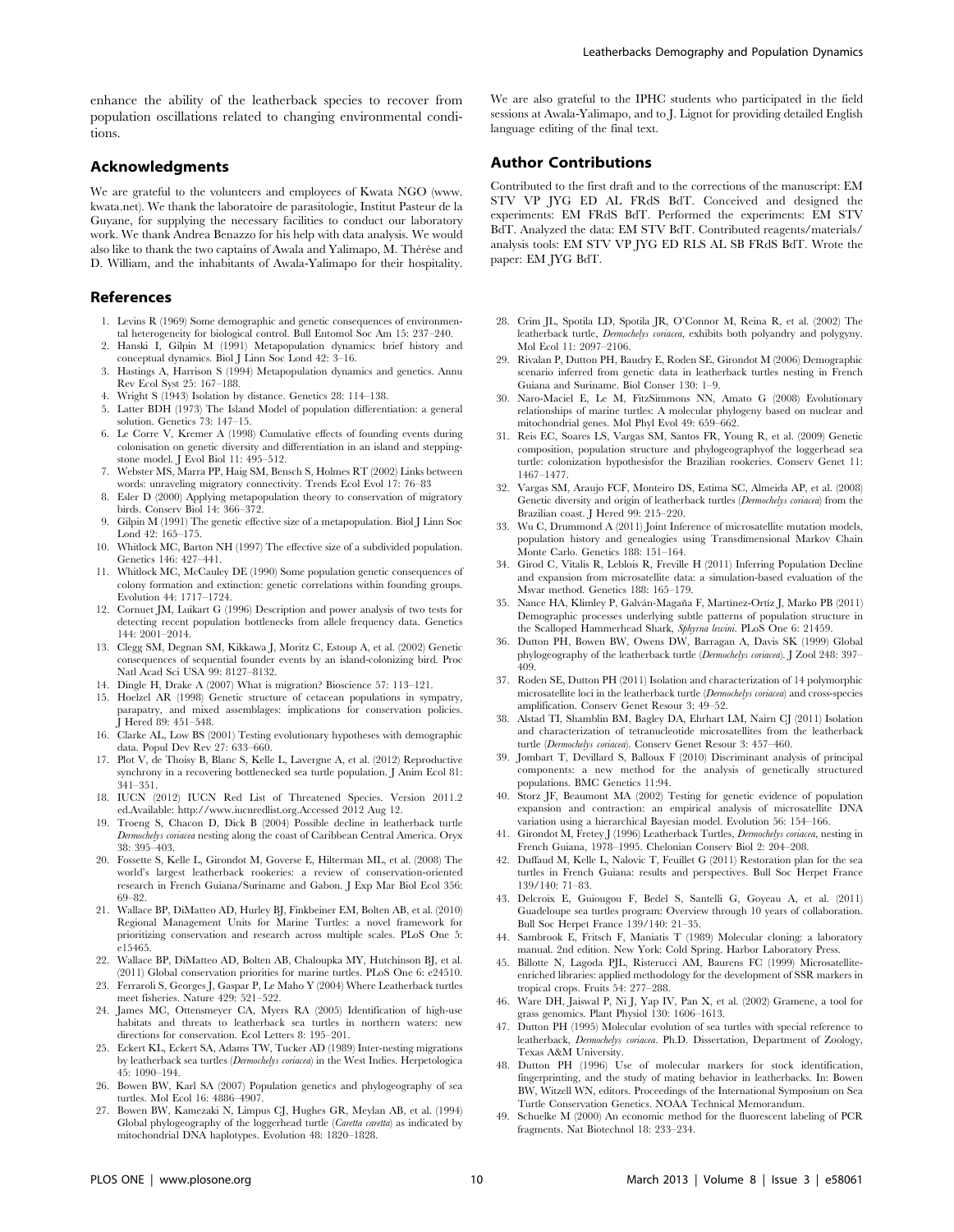enhance the ability of the leatherback species to recover from population oscillations related to changing environmental conditions.

## Acknowledgments

We are grateful to the volunteers and employees of Kwata NGO (www.kwata.net). We thank the laboratoire de parasitologie, Institut Pasteur de la Guyane, for supplying the necessary facilities to conduct our laboratory work. We thank Andrea Benazzo for his help with data analysis. We would also like to thank the two captains of Awala and Yalimapo, M. Thérèse and D. William, and the inhabitants of Awala-Yalimapo for their hospitality. We are also grateful to the IPHC students who participated in the field sessions at Awala-Yalimapo, and to J. Lignot for providing detailed English language editing of the final text.

## Author Contributions

Contributed to the first draft and to the corrections of the manuscript: EM STV VP JYG ED AL FRdS BdT. Conceived and designed the experiments: EM FRdS BdT. Performed the experiments: EM STV BdT. Analyzed the data: EM STV BdT. Contributed reagents/materials/analysis tools: EM STV VP JYG ED RLS AL SB FRdS BdT. Wrote the paper: EM JYG BdT.

## References

1. Levins R (1969) Some demographic and genetic consequences of environmental heterogeneity for biological control. Bull Entomol Soc Am 15: 237–240.
2. Hanski I, Gilpin M (1991) Metapopulation dynamics: brief history and conceptual dynamics. Biol J Linn Soc Lond 42: 3–16.
3. Hastings A, Harrison S (1994) Metapopulation dynamics and genetics. Annu Rev Ecol Syst 25: 167–188.
4. Wright S (1943) Isolation by distance. Genetics 28: 114–138.
5. Latter BDH (1973) The Island Model of population differentiation: a general solution. Genetics 73: 147–15.
6. Le Corre V, Kremer A (1998) Cumulative effects of founding events during colonisation on genetic diversity and differentiation in an island and stepping-stone model. J Evol Biol 11: 495–512.
7. Webster MS, Marra PP, Haig SM, Bensch S, Holmes RT (2002) Links between words: unraveling migratory connectivity. Trends Ecol Evol 17: 76–83
8. Esler D (2000) Applying metapopulation theory to conservation of migratory birds. Conserv Biol 14: 366–372.
9. Gilpin M (1991) The genetic effective size of a metapopulation. Biol J Linn Soc Lond 42: 165–175.
10. Whitlock MC, Barton NH (1997) The effective size of a subdivided population. Genetics 146: 427–441.
11. Whitlock MC, McCauley DE (1990) Some population genetic consequences of colony formation and extinction: genetic correlations within founding groups. Evolution 44: 1717–1724.
12. Cornuet JM, Luikart G (1996) Description and power analysis of two tests for detecting recent population bottlenecks from allele frequency data. Genetics 144: 2001–2014.
13. Clegg SM, Degnan SM, Kikkawa J, Moritz C, Estoup A, et al. (2002) Genetic consequences of sequential founder events by an island-colonizing bird. Proc Natl Acad Sci USA 99: 8127–8132.
14. Dingle H, Drake A (2007) What is migration? Bioscience 57: 113–121.
15. Hoelzel AR (1998) Genetic structure of cetacean populations in sympatry, parapatry, and mixed assemblages: implications for conservation policies. J Hered 89: 451–548.
16. Clarke AL, Low BS (2001) Testing evolutionary hypotheses with demographic data. Popul Dev Rev 27: 633–660.
17. Plot V, de Thoisy B, Blanc S, Kelle L, Lavergne A, et al. (2012) Reproductive synchrony in a recovering bottlenecked sea turtle population. J Anim Ecol 81: 341–351.
18. IUCN (2012) IUCN Red List of Threatened Species. Version 2011.2 ed.Available: http://www.iucnredlist.org.Accessed 2012 Aug 12.
19. Troeng S, Chacon D, Dick B (2004) Possible decline in leatherback turtle *Dermochelys coriacea* nesting along the coast of Caribbean Central America. Oryx 38: 395–403.
20. Fossette S, Kelle L, Girondot M, Goverse E, Hilterman ML, et al. (2008) The world's largest leatherback rookeries: a review of conservation-oriented research in French Guiana/Suriname and Gabon. J Exp Mar Biol Ecol 356: 69–82.
21. Wallace BP, DiMatteo AD, Hurley BJ, Finkbeiner EM, Bolten AB, et al. (2010) Regional Management Units for Marine Turtles: a novel framework for prioritizing conservation and research across multiple scales. PLoS One 5: e15465.
22. Wallace BP, DiMatteo AD, Bolten AB, Chaloupka MY, Hutchinson BJ, et al. (2011) Global conservation priorities for marine turtles. PLoS One 6: e24510.
23. Ferraroli S, Georges J, Gaspar P, Le Maho Y (2004) Where Leatherback turtles meet fisheries. Nature 429: 521–522.
24. James MC, Ottensmeyer CA, Myers RA (2005) Identification of high-use habitats and threats to leatherback sea turtles in northern waters: new directions for conservation. Ecol Letters 8: 195–201.
25. Eckert KL, Eckert SA, Adams TW, Tucker AD (1989) Inter-nesting migrations by leatherback sea turtles (*Dermochelys coriacea*) in the West Indies. Herpetologica 45: 1090–194.
26. Bowen BW, Karl SA (2007) Population genetics and phylogeography of sea turtles. Mol Ecol 16: 4886–4907.
27. Bowen BW, Kamezaki N, Limpus CJ, Hughes GR, Meylan AB, et al. (1994) Global phylogeography of the loggerhead turtle (*Caretta caretta*) as indicated by mitochondrial DNA haplotypes. Evolution 48: 1820–1828.
28. Crim JL, Spotila LD, Spotila JR, O'Connor M, Reina R, et al. (2002) The leatherback turtle, *Dermochelys coriacea*, exhibits both polyandry and polygyny. Mol Ecol 11: 2097–2106.
29. Rivalan P, Dutton PH, Baudry E, Roden SE, Girondot M (2006) Demographic scenario inferred from genetic data in leatherback turtles nesting in French Guiana and Suriname. Biol Conser 130: 1–9.
30. Naro-Maciel E, Le M, FitzSimmons NN, Amato G (2008) Evolutionary relationships of marine turtles: A molecular phylogeny based on nuclear and mitochondrial genes. Mol Phyl Evol 49: 659–662.
31. Reis EC, Soares LS, Vargas SM, Santos FR, Young R, et al. (2009) Genetic composition, population structure and phylogeographyof the loggerhead sea turtle: colonization hypothesisfor the Brazilian rookeries. Conserv Genet 11: 1467–1477.
32. Vargas SM, Araujo FCF, Monteiro DS, Estima SC, Almeida AP, et al. (2008) Genetic diversity and origin of leatherback turtles (*Dermochelys coriacea*) from the Brazilian coast. J Hered 99: 215–220.
33. Wu C, Drummond A (2011) Joint Inference of microsatellite mutation models, population history and genealogies using Transdimensional Markov Chain Monte Carlo. Genetics 188: 151–164.
34. Girod C, Vitalis R, Leblois R, Freville H (2011) Inferring Population Decline and expansion from microsatellite data: a simulation-based evaluation of the Msvar method. Genetics 188: 165–179.
35. Nance HA, Klimley P, Galván-Magaña F, Martínez-Ortíz J, Marko PB (2011) Demographic processes underlying subtle patterns of population structure in the Scalloped Hammerhead Shark, *Sphyrna lewini*. PLoS One 6: 21459.
36. Dutton PH, Bowen BW, Owens DW, Barragan A, Davis SK (1999) Global phylogeography of the leatherback turtle (*Dermochelys coriacea*). J Zool 248: 397–409.
37. Roden SE, Dutton PH (2011) Isolation and characterization of 14 polymorphic microsatellite loci in the leatherback turtle (*Dermochelys coriacea*) and cross-species amplification. Conserv Genet Resour 3: 49–52.
38. Alstad TI, Shamblin BM, Bagley DA, Ehrhart LM, Nairn CJ (2011) Isolation and characterization of tetranucleotide microsatellites from the leatherback turtle (*Dermochelys coriacea*). Conserv Genet Resour 3: 457–460.
39. Jombart T, Devillard S, Balloux F (2010) Discriminant analysis of principal components: a new method for the analysis of genetically structured populations. BMC Genetics 11:94.
40. Storz JF, Beaumont MA (2002) Testing for genetic evidence of population expansion and contraction: an empirical analysis of microsatellite DNA variation using a hierarchical Bayesian model. Evolution 56: 154–166.
41. Girondot M, Fretey J (1996) Leatherback Turtles, *Dermochelys coriacea*, nesting in French Guiana, 1978–1995. Chelonian Conserv Biol 2: 204–208.
42. Duffaud M, Kelle L, Nalovic T, Feuillet G (2011) Restoration plan for the sea turtles in French Guiana: results and perspectives. Bull Soc Herpet France 139/140: 71–83.
43. Delcroix E, Guiougou F, Bedel S, Santelli G, Goyeau A, et al. (2011) Guadeloupe sea turtles program: Overview through 10 years of collaboration. Bull Soc Herpet France 139/140: 21–35.
44. Sambrook E, Fritsch F, Maniatis T (1989) Molecular cloning: a laboratory manual. 2nd edition. New York: Cold Spring. Harbor Laboratory Press.
45. Billotte N, Lagoda PJL, Risterucci AM, Baurens FC (1999) Microsatellite-enriched libraries: applied methodology for the development of SSR markers in tropical crops. Fruits 54: 277–288.
46. Ware DH, Jaiswal P, Ni J, Yap IV, Pan X, et al. (2002) Gramene, a tool for grass genomics. Plant Physiol 130: 1606–1613.
47. Dutton PH (1995) Molecular evolution of sea turtles with special reference to leatherback, *Dermochelys coriacea*. Ph.D. Dissertation, Department of Zoology, Texas A&M University.
48. Dutton PH (1996) Use of molecular markers for stock identification, fingerprinting, and the study of mating behavior in leatherbacks. In: Bowen BW, Witzell WN, editors. Proceedings of the International Symposium on Sea Turtle Conservation Genetics. NOAA Technical Memorandum.
49. Schuelke M (2000) An economic method for the fluorescent labeling of PCR fragments. Nat Biotechnol 18: 233–234.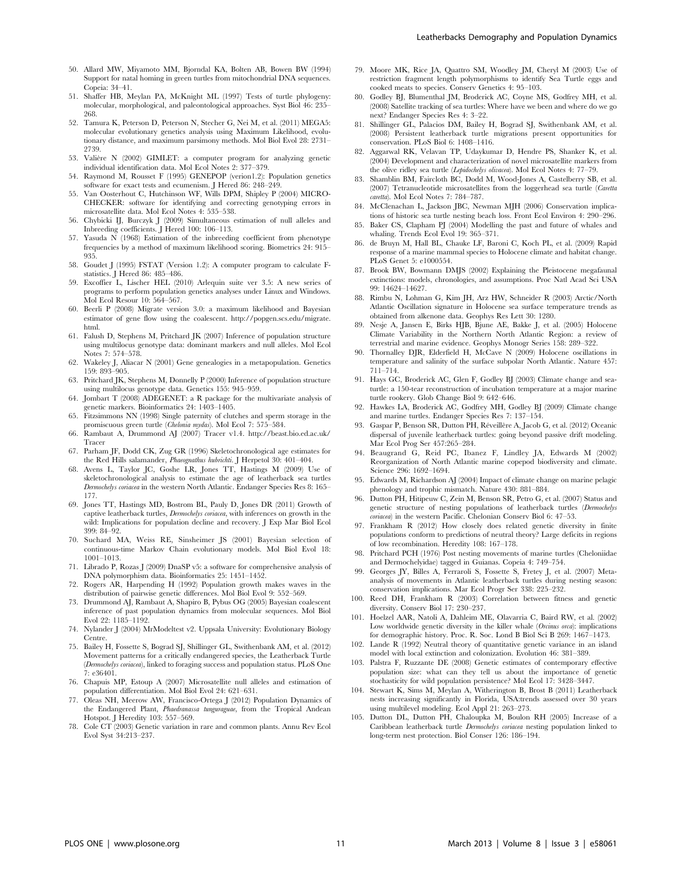50. Allard MW, Miyamoto MM, Bjorndal KA, Bolten AB, Bowen BW (1994) Support for natal homing in green turtles from mitochondrial DNA sequences. Copeia: 34–41.
51. Shaffer HB, Meylan PA, McKnight ML (1997) Tests of turtle phylogeny: molecular, morphological, and paleontological approaches. Syst Biol 46: 235–268.
52. Tamura K, Peterson D, Peterson N, Stecher G, Nei M, et al. (2011) MEGA5: molecular evolutionary genetics analysis using Maximum Likelihood, evolutionary distance, and maximum parsimony methods. Mol Biol Evol 28: 2731–2739.
53. Valière N (2002) GIMLET: a computer program for analyzing genetic individual identification data. Mol Ecol Notes 2: 377–379.
54. Raymond M, Rousset F (1995) GENEPOP (verion1.2): Population genetics software for exact tests and ecumenism. J Hered 86: 248–249.
55. Van Oosterhout C, Hutchinson WF, Wills DPM, Shipley P (2004) MICRO-CHECKER: software for identifying and correcting genotyping errors in microsatellite data. Mol Ecol Notes 4: 535–538.
56. Chybicki IJ, Burczyk J (2009) Simultaneous estimation of null alleles and Inbreeding coefficients. J Hered 100: 106–113.
57. Yasuda N (1968) Estimation of the inbreeding coefficient from phenotype frequencies by a method of maximum likelihood scoring. Biometrics 24: 915–935.
58. Goudet J (1995) FSTAT (Version 1.2): A computer program to calculate F-statistics. J Hered 86: 485–486.
59. Excoffier L, Lischer HEL (2010) Arlequin suite ver 3.5: A new series of programs to perform population genetics analyses under Linux and Windows. Mol Ecol Resour 10: 564–567.
60. Beerli P (2008) Migrate version 3.0: a maximum likelihood and Bayesian estimator of gene flow using the coalescent. http://popgen.scs.edu/migrate.html.
61. Falush D, Stephens M, Pritchard JK (2007) Inference of population structure using multilocus genotype data: dominant markers and null alleles. Mol Ecol Notes 7: 574–578.
62. Wakeley J, Aliacar N (2001) Gene genealogies in a metapopulation. Genetics 159: 893–905.
63. Pritchard JK, Stephens M, Donnelly P (2000) Inference of population structure using multilocus genotype data. Genetics 155: 945–959.
64. Jombart T (2008) ADEGENET: a R package for the multivariate analysis of genetic markers. Bioinformatics 24: 1403–1405.
65. Fitzsimmons NN (1998) Single paternity of clutches and sperm storage in the promiscuous green turtle (*Chelonia mydas*). Mol Ecol 7: 575–584.
66. Rambaut A, Drummond AJ (2007) Tracer v1.4. http://beast.bio.ed.ac.uk/Tracer
67. Parham JF, Dodd CK, Zug GR (1996) Skeletochronological age estimates for the Red Hills salamander, *Phaeognathus hubrichti*. J Herpetol 30: 401–404.
68. Avens L, Taylor JC, Goshe LR, Jones TT, Hastings M (2009) Use of skeletochronological analysis to estimate the age of leatherback sea turtles *Dermochelys coriacea* in the western North Atlantic. Endanger Species Res 8: 165–177.
69. Jones TT, Hastings MD, Bostrom BL, Pauly D, Jones DR (2011) Growth of captive leatherback turtles, *Dermochelys coriacea*, with inferences on growth in the wild: Implications for population decline and recovery. J Exp Mar Biol Ecol 399: 84–92.
70. Suchard MA, Weiss RE, Sinsheimer JS (2001) Bayesian selection of continuous-time Markov Chain evolutionary models. Mol Biol Evol 18: 1001–1013.
71. Librado P, Rozas J (2009) DnaSP v5: a software for comprehensive analysis of DNA polymorphism data. Bioinformatics 25: 1451–1452.
72. Rogers AR, Harpending H (1992) Population growth makes waves in the distribution of pairwise genetic differences. Mol Biol Evol 9: 552–569.
73. Drummond AJ, Rambaut A, Shapiro B, Pybus OG (2005) Bayesian coalescent inference of past population dynamics from molecular sequences. Mol Biol Evol 22: 1185–1192.
74. Nylander J (2004) MrModeltest v2. Uppsala University: Evolutionary Biology Centre.
75. Bailey H, Fossette S, Bograd SJ, Shillinger GL, Swithenbank AM, et al. (2012) Movement patterns for a critically endangered species, the Leatherback Turtle (*Dermochelys coriacea*), linked to foraging success and population status. PLoS One 7: e36401.
76. Chapuis MP, Estoup A (2007) Microsatellite null alleles and estimation of population differentiation. Mol Biol Evol 24: 621–631.
77. Oleas NH, Meerow AW, Francisco-Ortega J (2012) Population Dynamics of the Endangered Plant, *Phaedranassa tunguraguae*, from the Tropical Andean Hotspot. J Heredity 103: 557–569.
78. Cole CT (2003) Genetic variation in rare and common plants. Annu Rev Ecol Evol Syst 34:213–237.
79. Moore MK, Rice JA, Quattro SM, Woodley JM, Cheryl M (2003) Use of restriction fragment length polymorphisms to identify Sea Turtle eggs and cooked meats to species. Conserv Genetics 4: 95–103.
80. Godley BJ, Blumenthal JM, Broderick AC, Coyne MS, Godfrey MH, et al. (2008) Satellite tracking of sea turtles: Where have we been and where do we go next? Endanger Species Res 4: 3–22.
81. Shillinger GL, Palacios DM, Bailey H, Bograd SJ, Swithenbank AM, et al. (2008) Persistent leatherback turtle migrations present opportunities for conservation. PLoS Biol 6: 1408–1416.
82. Aggarwal RK, Velavan TP, Udaykumar D, Hendre PS, Shanker K, et al. (2004) Development and characterization of novel microsatellite markers from the olive ridley sea turtle (*Lepidochelys olivacea*). Mol Ecol Notes 4: 77–79.
83. Shamblin BM, Faircloth BC, Dodd M, Wood-Jones A, Castelberry SB, et al. (2007) Tetranucleotide microsatellites from the loggerhead sea turtle (*Caretta caretta*). Mol Ecol Notes 7: 784–787.
84. McClenachan L, Jackson JBC, Newman MJH (2006) Conservation implications of historic sea turtle nesting beach loss. Front Ecol Environ 4: 290–296.
85. Baker CS, Clapham PJ (2004) Modelling the past and future of whales and whaling. Trends Ecol Evol 19: 365–371.
86. de Bruyn M, Hall BL, Chauke LF, Baroni C, Koch PL, et al. (2009) Rapid response of a marine mammal species to Holocene climate and habitat change. PLoS Genet 5: e1000554.
87. Brook BW, Bowmann DMJS (2002) Explaining the Pleistocene megafaunal extinctions: models, chronologies, and assumptions. Proc Natl Acad Sci USA 99: 14624–14627.
88. Rimbu N, Lohman G, Kim JH, Arz HW, Schneider R (2003) Arctic/North Atlantic Oscillation signature in Holocene sea surface temperature trends as obtained from alkenone data. Geophys Res Lett 30: 1280.
89. Nesje A, Jansen E, Birks HJB, Bjune AE, Bakke J, et al. (2005) Holocene Climate Variability in the Northern North Atlantic Region: a review of terrestrial and marine evidence. Geophys Monogr Series 158: 289–322.
90. Thornalley DJR, Elderfield H, McCave N (2009) Holocene oscillations in temperature and salinity of the surface subpolar North Atlantic. Nature 457: 711–714.
91. Hays GC, Broderick AC, Glen F, Godley BJ (2003) Climate change and sea-turtle: a 150-tear reconstruction of incubation temperature at a major marine turtle rookery. Glob Change Biol 9: 642–646.
92. Hawkes LA, Broderick AC, Godfrey MH, Godley BJ (2009) Climate change and marine turtles. Endanger Species Res 7: 137–154.
93. Gaspar P, Benson SR, Dutton PH, Réveillère A, Jacob G, et al. (2012) Oceanic dispersal of juvenile leatherback turtles: going beyond passive drift modeling. Mar Ecol Prog Ser 457:265–284.
94. Beaugrand G, Reid PC, Ibanez F, Lindley JA, Edwards M (2002) Reorganization of North Atlantic marine copepod biodiversity and climate. Science 296: 1692–1694.
95. Edwards M, Richardson AJ (2004) Impact of climate change on marine pelagic phenology and trophic mismatch. Nature 430: 881–884.
96. Dutton PH, Hitipeuw C, Zein M, Benson SR, Petro G, et al. (2007) Status and genetic structure of nesting populations of leatherback turtles (*Dermochelys coriacea*) in the western Pacific. Chelonian Conserv Biol 6: 47–53.
97. Frankham R (2012) How closely does related genetic diversity in finite populations conform to predictions of neutral theory? Large deficits in regions of low recombination. Heredity 108: 167–178.
98. Pritchard PCH (1976) Post nesting movements of marine turtles (Cheloniidae and Dermochelyidae) tagged in Guianas. Copeia 4: 749–754.
99. Georges JY, Billes A, Ferraroli S, Fossette S, Fretey J, et al. (2007) Meta-analysis of movements in Atlantic leatherback turtles during nesting season: conservation implications. Mar Ecol Progr Ser 338: 225–232.
100. Reed DH, Frankham R (2003) Correlation between fitness and genetic diversity. Conserv Biol 17: 230–237.
101. Hoelzel AAR, Natoli A, Dahleim ME, Olavarria C, Baird RW, et al. (2002) Low worldwide genetic diversity in the killer whale (*Orcinus orca*): implications for demographic history. Proc. R. Soc. Lond B Biol Sci B 269: 1467–1473.
102. Lande R (1992) Neutral theory of quantitative genetic variance in an island model with local extinction and colonization. Evolution 46: 381–389.
103. Palstra F, Ruzzante DE (2008) Genetic estimates of contemporary effective population size: what can they tell us about the importance of genetic stochasticity for wild population persistence? Mol Ecol 17: 3428–3447.
104. Stewart K, Sims M, Meylan A, Witherington B, Brost B (2011) Leatherback nests increasing significantly in Florida, USA:trends assessed over 30 years using multilevel modeling. Ecol Appl 21: 263–273.
105. Dutton DL, Dutton PH, Chaloupka M, Boulon RH (2005) Increase of a Caribbean leatherback turtle *Dermochelys coriacea* nesting population linked to long-term nest protection. Biol Conser 126: 186–194.